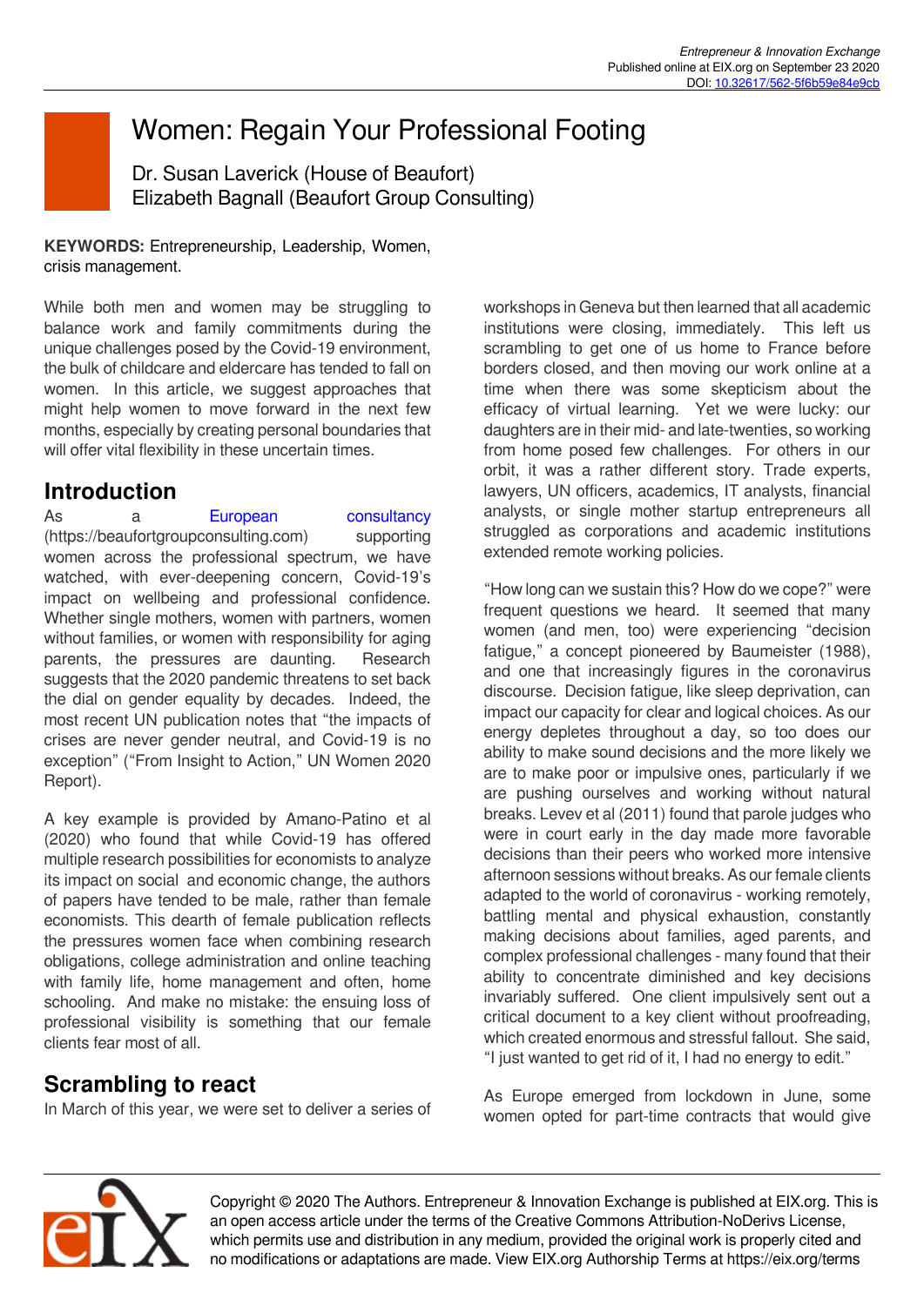# Women: Regain Your Professional Footing

Dr. Susan Laverick (House of Beaufort)
Elizabeth Bagnall (Beaufort Group Consulting)

**KEYWORDS:** Entrepreneurship, Leadership, Women, crisis management.

While both men and women may be struggling to balance work and family commitments during the unique challenges posed by the Covid-19 environment, the bulk of childcare and eldercare has tended to fall on women. In this article, we suggest approaches that might help women to move forward in the next few months, especially by creating personal boundaries that will offer vital flexibility in these uncertain times.

## Introduction

As a European consultancy (https://beaufortgroupconsulting.com) supporting women across the professional spectrum, we have watched, with ever-deepening concern, Covid-19's impact on wellbeing and professional confidence. Whether single mothers, women with partners, women without families, or women with responsibility for aging parents, the pressures are daunting. Research suggests that the 2020 pandemic threatens to set back the dial on gender equality by decades. Indeed, the most recent UN publication notes that "the impacts of crises are never gender neutral, and Covid-19 is no exception" ("From Insight to Action," UN Women 2020 Report).

A key example is provided by Amano-Patino et al (2020) who found that while Covid-19 has offered multiple research possibilities for economists to analyze its impact on social and economic change, the authors of papers have tended to be male, rather than female economists. This dearth of female publication reflects the pressures women face when combining research obligations, college administration and online teaching with family life, home management and often, home schooling. And make no mistake: the ensuing loss of professional visibility is something that our female clients fear most of all.

## Scrambling to react

In March of this year, we were set to deliver a series of workshops in Geneva but then learned that all academic institutions were closing, immediately. This left us scrambling to get one of us home to France before borders closed, and then moving our work online at a time when there was some skepticism about the efficacy of virtual learning. Yet we were lucky: our daughters are in their mid- and late-twenties, so working from home posed few challenges. For others in our orbit, it was a rather different story. Trade experts, lawyers, UN officers, academics, IT analysts, financial analysts, or single mother startup entrepreneurs all struggled as corporations and academic institutions extended remote working policies.

"How long can we sustain this? How do we cope?" were frequent questions we heard. It seemed that many women (and men, too) were experiencing "decision fatigue," a concept pioneered by Baumeister (1988), and one that increasingly figures in the coronavirus discourse. Decision fatigue, like sleep deprivation, can impact our capacity for clear and logical choices. As our energy depletes throughout a day, so too does our ability to make sound decisions and the more likely we are to make poor or impulsive ones, particularly if we are pushing ourselves and working without natural breaks. Levev et al (2011) found that parole judges who were in court early in the day made more favorable decisions than their peers who worked more intensive afternoon sessions without breaks. As our female clients adapted to the world of coronavirus - working remotely, battling mental and physical exhaustion, constantly making decisions about families, aged parents, and complex professional challenges - many found that their ability to concentrate diminished and key decisions invariably suffered. One client impulsively sent out a critical document to a key client without proofreading, which created enormous and stressful fallout. She said, "I just wanted to get rid of it, I had no energy to edit."

As Europe emerged from lockdown in June, some women opted for part-time contracts that would give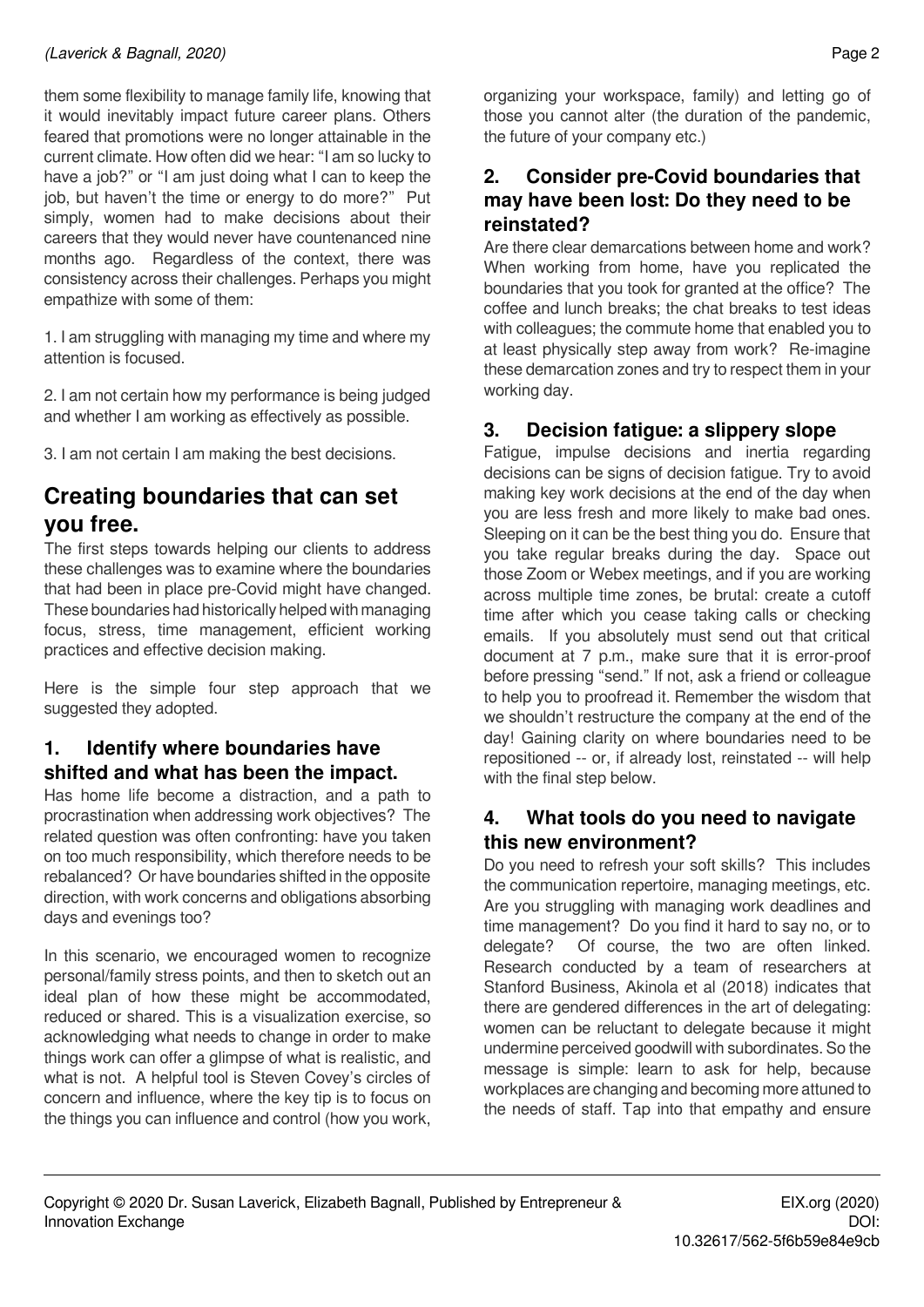them some flexibility to manage family life, knowing that it would inevitably impact future career plans. Others feared that promotions were no longer attainable in the current climate. How often did we hear: "I am so lucky to have a job?" or "I am just doing what I can to keep the job, but haven't the time or energy to do more?" Put simply, women had to make decisions about their careers that they would never have countenanced nine months ago. Regardless of the context, there was consistency across their challenges. Perhaps you might empathize with some of them:

1. I am struggling with managing my time and where my attention is focused.

2. I am not certain how my performance is being judged and whether I am working as effectively as possible.

3. I am not certain I am making the best decisions.

## Creating boundaries that can set you free.

The first steps towards helping our clients to address these challenges was to examine where the boundaries that had been in place pre-Covid might have changed. These boundaries had historically helped with managing focus, stress, time management, efficient working practices and effective decision making.

Here is the simple four step approach that we suggested they adopted.

### 1. Identify where boundaries have shifted and what has been the impact.

Has home life become a distraction, and a path to procrastination when addressing work objectives? The related question was often confronting: have you taken on too much responsibility, which therefore needs to be rebalanced? Or have boundaries shifted in the opposite direction, with work concerns and obligations absorbing days and evenings too?

In this scenario, we encouraged women to recognize personal/family stress points, and then to sketch out an ideal plan of how these might be accommodated, reduced or shared. This is a visualization exercise, so acknowledging what needs to change in order to make things work can offer a glimpse of what is realistic, and what is not. A helpful tool is Steven Covey's circles of concern and influence, where the key tip is to focus on the things you can influence and control (how you work, organizing your workspace, family) and letting go of those you cannot alter (the duration of the pandemic, the future of your company etc.)

### 2. Consider pre-Covid boundaries that may have been lost: Do they need to be reinstated?

Are there clear demarcations between home and work? When working from home, have you replicated the boundaries that you took for granted at the office? The coffee and lunch breaks; the chat breaks to test ideas with colleagues; the commute home that enabled you to at least physically step away from work? Re-imagine these demarcation zones and try to respect them in your working day.

### 3. Decision fatigue: a slippery slope

Fatigue, impulse decisions and inertia regarding decisions can be signs of decision fatigue. Try to avoid making key work decisions at the end of the day when you are less fresh and more likely to make bad ones. Sleeping on it can be the best thing you do. Ensure that you take regular breaks during the day. Space out those Zoom or Webex meetings, and if you are working across multiple time zones, be brutal: create a cutoff time after which you cease taking calls or checking emails. If you absolutely must send out that critical document at 7 p.m., make sure that it is error-proof before pressing "send." If not, ask a friend or colleague to help you to proofread it. Remember the wisdom that we shouldn't restructure the company at the end of the day! Gaining clarity on where boundaries need to be repositioned -- or, if already lost, reinstated -- will help with the final step below.

### 4. What tools do you need to navigate this new environment?

Do you need to refresh your soft skills? This includes the communication repertoire, managing meetings, etc. Are you struggling with managing work deadlines and time management? Do you find it hard to say no, or to delegate? Of course, the two are often linked. Research conducted by a team of researchers at Stanford Business, Akinola et al (2018) indicates that there are gendered differences in the art of delegating: women can be reluctant to delegate because it might undermine perceived goodwill with subordinates. So the message is simple: learn to ask for help, because workplaces are changing and becoming more attuned to the needs of staff. Tap into that empathy and ensure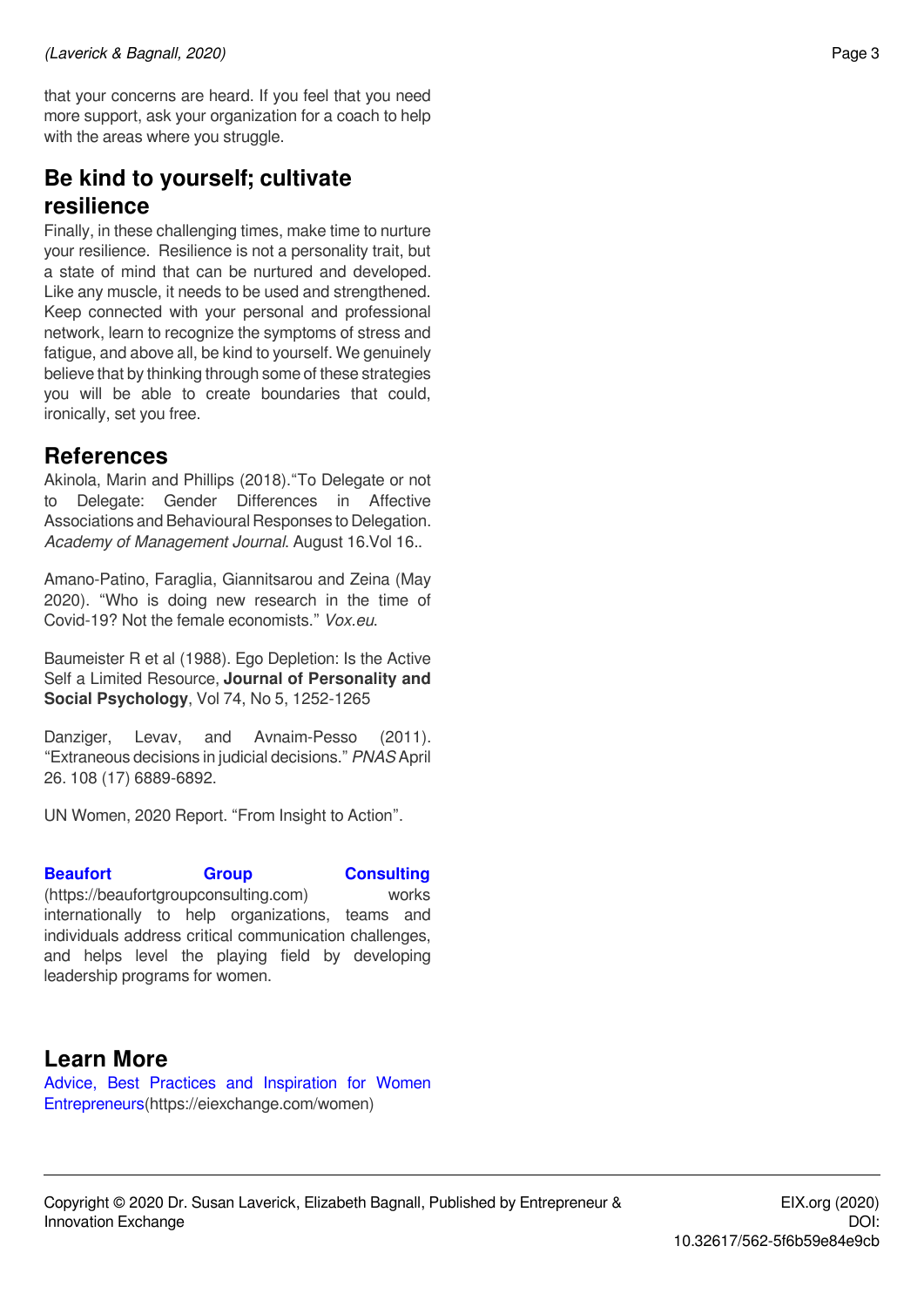that your concerns are heard. If you feel that you need more support, ask your organization for a coach to help with the areas where you struggle.

## Be kind to yourself; cultivate resilience

Finally, in these challenging times, make time to nurture your resilience. Resilience is not a personality trait, but a state of mind that can be nurtured and developed. Like any muscle, it needs to be used and strengthened. Keep connected with your personal and professional network, learn to recognize the symptoms of stress and fatigue, and above all, be kind to yourself. We genuinely believe that by thinking through some of these strategies you will be able to create boundaries that could, ironically, set you free.

## References

Akinola, Marin and Phillips (2018).“To Delegate or not to Delegate: Gender Differences in Affective Associations and Behavioural Responses to Delegation. *Academy of Management Journal*. August 16.Vol 16..

Amano-Patino, Faraglia, Giannitsarou and Zeina (May 2020). “Who is doing new research in the time of Covid-19? Not the female economists.” *Vox.eu*.

Baumeister R et al (1988). Ego Depletion: Is the Active Self a Limited Resource, **Journal of Personality and Social Psychology**, Vol 74, No 5, 1252-1265

Danziger, Levav, and Avnaim-Pesso (2011). “Extraneous decisions in judicial decisions.” *PNAS* April 26. 108 (17) 6889-6892.

UN Women, 2020 Report. “From Insight to Action”.

**Beaufort Group Consulting** (https://beaufortgroupconsulting.com) works internationally to help organizations, teams and individuals address critical communication challenges, and helps level the playing field by developing leadership programs for women.

## Learn More

Advice, Best Practices and Inspiration for Women Entrepreneurs(https://eiexchange.com/women)

Copyright © 2020 Dr. Susan Laverick, Elizabeth Bagnall, Published by Entrepreneur & Innovation Exchange

EIX.org (2020) DOI: 10.32617/562-5f6b59e84e9cb